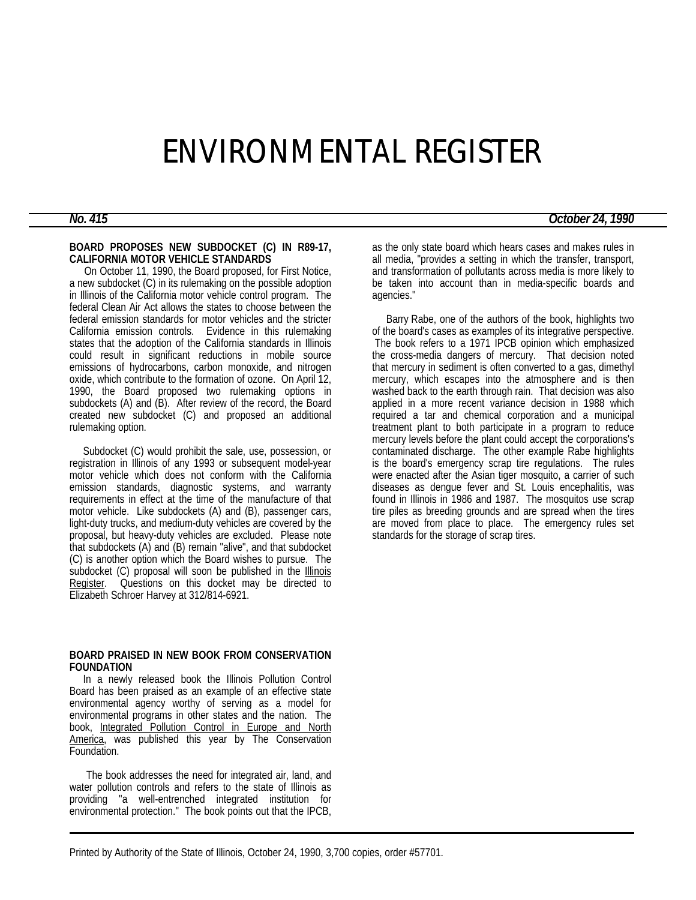# ENVIRONMENTAL REGISTER

***No. 415*** ***October 24, 1990***

**BOARD PROPOSES NEW SUBDOCKET (C) IN R89-17, CALIFORNIA MOTOR VEHICLE STANDARDS**

On October 11, 1990, the Board proposed, for First Notice, a new subdocket (C) in its rulemaking on the possible adoption in Illinois of the California motor vehicle control program. The federal Clean Air Act allows the states to choose between the federal emission standards for motor vehicles and the stricter California emission controls. Evidence in this rulemaking states that the adoption of the California standards in Illinois could result in significant reductions in mobile source emissions of hydrocarbons, carbon monoxide, and nitrogen oxide, which contribute to the formation of ozone. On April 12, 1990, the Board proposed two rulemaking options in subdockets (A) and (B). After review of the record, the Board created new subdocket (C) and proposed an additional rulemaking option.

Subdocket (C) would prohibit the sale, use, possession, or registration in Illinois of any 1993 or subsequent model-year motor vehicle which does not conform with the California emission standards, diagnostic systems, and warranty requirements in effect at the time of the manufacture of that motor vehicle. Like subdockets (A) and (B), passenger cars, light-duty trucks, and medium-duty vehicles are covered by the proposal, but heavy-duty vehicles are excluded. Please note that subdockets (A) and (B) remain "alive", and that subdocket (C) is another option which the Board wishes to pursue. The subdocket (C) proposal will soon be published in the Illinois Register. Questions on this docket may be directed to Elizabeth Schroer Harvey at 312/814-6921.

**BOARD PRAISED IN NEW BOOK FROM CONSERVATION FOUNDATION**

In a newly released book the Illinois Pollution Control Board has been praised as an example of an effective state environmental agency worthy of serving as a model for environmental programs in other states and the nation. The book, Integrated Pollution Control in Europe and North America, was published this year by The Conservation Foundation.

The book addresses the need for integrated air, land, and water pollution controls and refers to the state of Illinois as providing "a well-entrenched integrated institution for environmental protection." The book points out that the IPCB, as the only state board which hears cases and makes rules in all media, "provides a setting in which the transfer, transport, and transformation of pollutants across media is more likely to be taken into account than in media-specific boards and agencies."

Barry Rabe, one of the authors of the book, highlights two of the board's cases as examples of its integrative perspective. The book refers to a 1971 IPCB opinion which emphasized the cross-media dangers of mercury. That decision noted that mercury in sediment is often converted to a gas, dimethyl mercury, which escapes into the atmosphere and is then washed back to the earth through rain. That decision was also applied in a more recent variance decision in 1988 which required a tar and chemical corporation and a municipal treatment plant to both participate in a program to reduce mercury levels before the plant could accept the corporations's contaminated discharge. The other example Rabe highlights is the board's emergency scrap tire regulations. The rules were enacted after the Asian tiger mosquito, a carrier of such diseases as dengue fever and St. Louis encephalitis, was found in Illinois in 1986 and 1987. The mosquitos use scrap tire piles as breeding grounds and are spread when the tires are moved from place to place. The emergency rules set standards for the storage of scrap tires.

Printed by Authority of the State of Illinois, October 24, 1990, 3,700 copies, order #57701.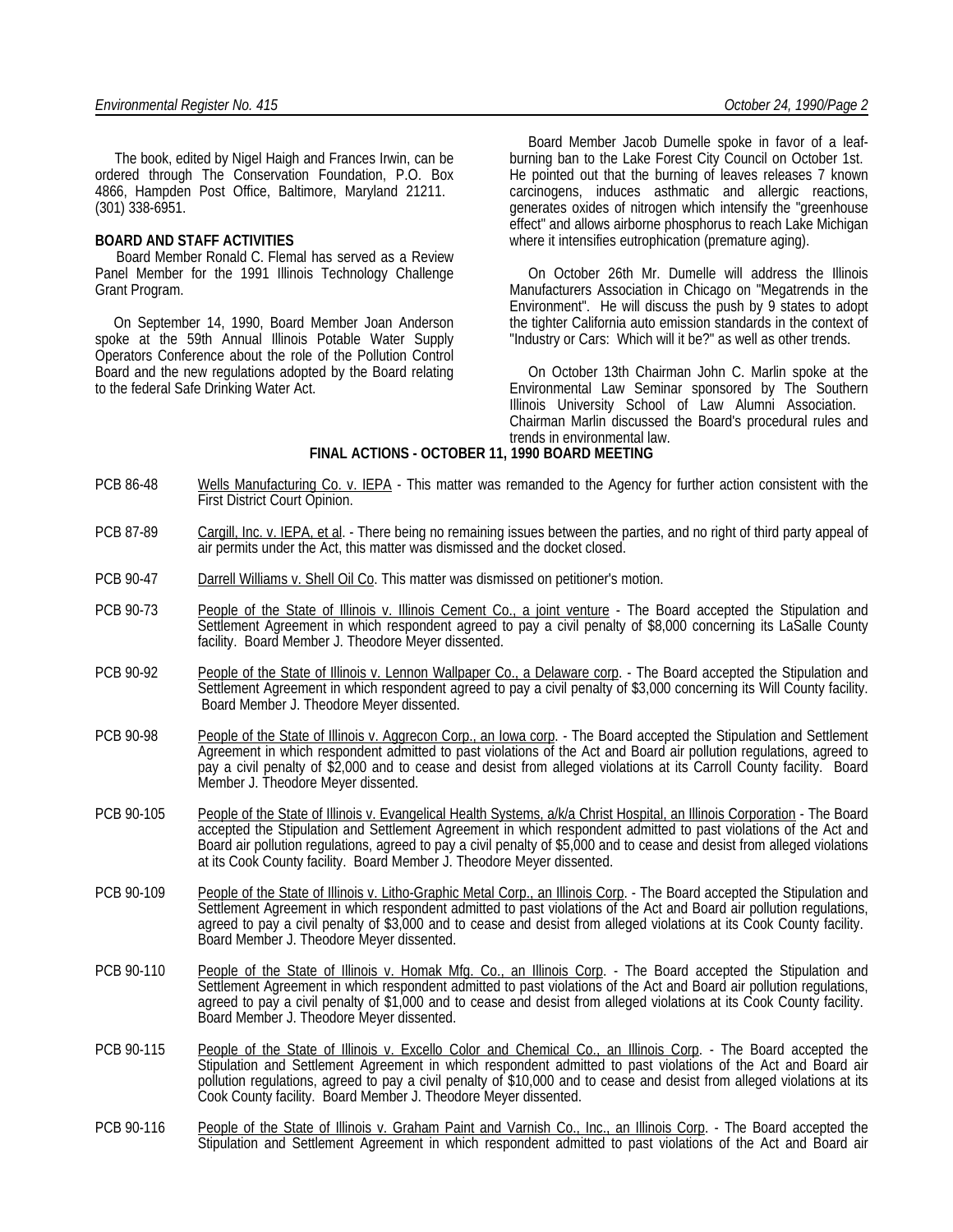The book, edited by Nigel Haigh and Frances Irwin, can be ordered through The Conservation Foundation, P.O. Box 4866, Hampden Post Office, Baltimore, Maryland 21211. (301) 338-6951.

**BOARD AND STAFF ACTIVITIES**

Board Member Ronald C. Flemal has served as a Review Panel Member for the 1991 Illinois Technology Challenge Grant Program.

On September 14, 1990, Board Member Joan Anderson spoke at the 59th Annual Illinois Potable Water Supply Operators Conference about the role of the Pollution Control Board and the new regulations adopted by the Board relating to the federal Safe Drinking Water Act.

Board Member Jacob Dumelle spoke in favor of a leaf-burning ban to the Lake Forest City Council on October 1st. He pointed out that the burning of leaves releases 7 known carcinogens, induces asthmatic and allergic reactions, generates oxides of nitrogen which intensify the "greenhouse effect" and allows airborne phosphorus to reach Lake Michigan where it intensifies eutrophication (premature aging).

On October 26th Mr. Dumelle will address the Illinois Manufacturers Association in Chicago on "Megatrends in the Environment". He will discuss the push by 9 states to adopt the tighter California auto emission standards in the context of "Industry or Cars: Which will it be?" as well as other trends.

On October 13th Chairman John C. Marlin spoke at the Environmental Law Seminar sponsored by The Southern Illinois University School of Law Alumni Association. Chairman Marlin discussed the Board's procedural rules and trends in environmental law.

**FINAL ACTIONS - OCTOBER 11, 1990 BOARD MEETING**

PCB 86-48 — Wells Manufacturing Co. v. IEPA - This matter was remanded to the Agency for further action consistent with the First District Court Opinion.

PCB 87-89 — Cargill, Inc. v. IEPA, et al. - There being no remaining issues between the parties, and no right of third party appeal of air permits under the Act, this matter was dismissed and the docket closed.

PCB 90-47 — Darrell Williams v. Shell Oil Co. This matter was dismissed on petitioner's motion.

PCB 90-73 — People of the State of Illinois v. Illinois Cement Co., a joint venture - The Board accepted the Stipulation and Settlement Agreement in which respondent agreed to pay a civil penalty of $8,000 concerning its LaSalle County facility. Board Member J. Theodore Meyer dissented.

PCB 90-92 — People of the State of Illinois v. Lennon Wallpaper Co., a Delaware corp. - The Board accepted the Stipulation and Settlement Agreement in which respondent agreed to pay a civil penalty of $3,000 concerning its Will County facility. Board Member J. Theodore Meyer dissented.

PCB 90-98 — People of the State of Illinois v. Aggrecon Corp., an Iowa corp. - The Board accepted the Stipulation and Settlement Agreement in which respondent admitted to past violations of the Act and Board air pollution regulations, agreed to pay a civil penalty of $2,000 and to cease and desist from alleged violations at its Carroll County facility. Board Member J. Theodore Meyer dissented.

PCB 90-105 — People of the State of Illinois v. Evangelical Health Systems, a/k/a Christ Hospital, an Illinois Corporation - The Board accepted the Stipulation and Settlement Agreement in which respondent admitted to past violations of the Act and Board air pollution regulations, agreed to pay a civil penalty of $5,000 and to cease and desist from alleged violations at its Cook County facility. Board Member J. Theodore Meyer dissented.

PCB 90-109 — People of the State of Illinois v. Litho-Graphic Metal Corp., an Illinois Corp. - The Board accepted the Stipulation and Settlement Agreement in which respondent admitted to past violations of the Act and Board air pollution regulations, agreed to pay a civil penalty of $3,000 and to cease and desist from alleged violations at its Cook County facility. Board Member J. Theodore Meyer dissented.

PCB 90-110 — People of the State of Illinois v. Homak Mfg. Co., an Illinois Corp. - The Board accepted the Stipulation and Settlement Agreement in which respondent admitted to past violations of the Act and Board air pollution regulations, agreed to pay a civil penalty of $1,000 and to cease and desist from alleged violations at its Cook County facility. Board Member J. Theodore Meyer dissented.

PCB 90-115 — People of the State of Illinois v. Excello Color and Chemical Co., an Illinois Corp. - The Board accepted the Stipulation and Settlement Agreement in which respondent admitted to past violations of the Act and Board air pollution regulations, agreed to pay a civil penalty of $10,000 and to cease and desist from alleged violations at its Cook County facility. Board Member J. Theodore Meyer dissented.

PCB 90-116 — People of the State of Illinois v. Graham Paint and Varnish Co., Inc., an Illinois Corp. - The Board accepted the Stipulation and Settlement Agreement in which respondent admitted to past violations of the Act and Board air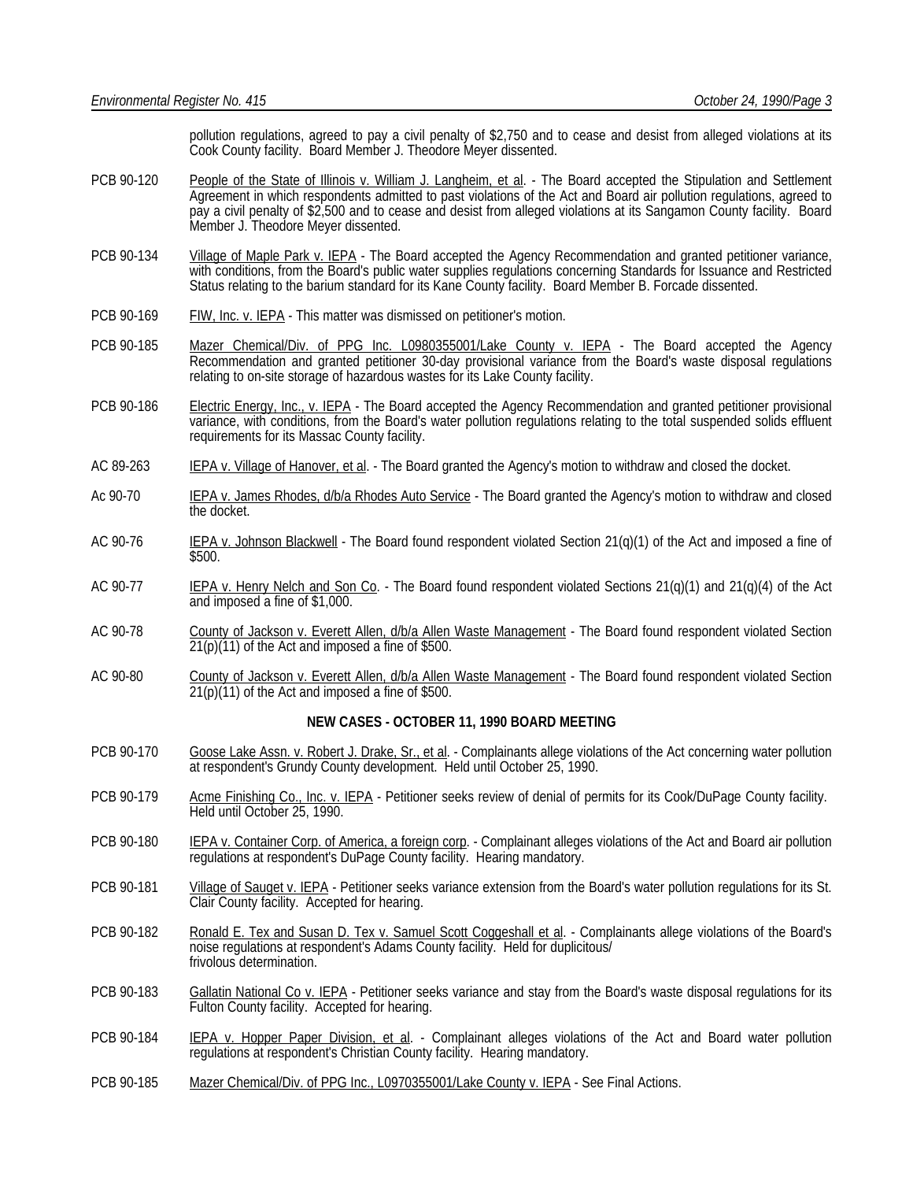pollution regulations, agreed to pay a civil penalty of $2,750 and to cease and desist from alleged violations at its Cook County facility. Board Member J. Theodore Meyer dissented.

PCB 90-120 People of the State of Illinois v. William J. Langheim, et al. - The Board accepted the Stipulation and Settlement Agreement in which respondents admitted to past violations of the Act and Board air pollution regulations, agreed to pay a civil penalty of $2,500 and to cease and desist from alleged violations at its Sangamon County facility. Board Member J. Theodore Meyer dissented.

PCB 90-134 Village of Maple Park v. IEPA - The Board accepted the Agency Recommendation and granted petitioner variance, with conditions, from the Board's public water supplies regulations concerning Standards for Issuance and Restricted Status relating to the barium standard for its Kane County facility. Board Member B. Forcade dissented.

PCB 90-169 FIW, Inc. v. IEPA - This matter was dismissed on petitioner's motion.

PCB 90-185 Mazer Chemical/Div. of PPG Inc. L0980355001/Lake County v. IEPA - The Board accepted the Agency Recommendation and granted petitioner 30-day provisional variance from the Board's waste disposal regulations relating to on-site storage of hazardous wastes for its Lake County facility.

PCB 90-186 Electric Energy, Inc., v. IEPA - The Board accepted the Agency Recommendation and granted petitioner provisional variance, with conditions, from the Board's water pollution regulations relating to the total suspended solids effluent requirements for its Massac County facility.

AC 89-263 IEPA v. Village of Hanover, et al. - The Board granted the Agency's motion to withdraw and closed the docket.

Ac 90-70 IEPA v. James Rhodes, d/b/a Rhodes Auto Service - The Board granted the Agency's motion to withdraw and closed the docket.

AC 90-76 IEPA v. Johnson Blackwell - The Board found respondent violated Section 21(q)(1) of the Act and imposed a fine of $500.

AC 90-77 IEPA v. Henry Nelch and Son Co. - The Board found respondent violated Sections 21(q)(1) and 21(q)(4) of the Act and imposed a fine of $1,000.

AC 90-78 County of Jackson v. Everett Allen, d/b/a Allen Waste Management - The Board found respondent violated Section 21(p)(11) of the Act and imposed a fine of $500.

AC 90-80 County of Jackson v. Everett Allen, d/b/a Allen Waste Management - The Board found respondent violated Section 21(p)(11) of the Act and imposed a fine of $500.

**NEW CASES - OCTOBER 11, 1990 BOARD MEETING**

PCB 90-170 Goose Lake Assn. v. Robert J. Drake, Sr., et al. - Complainants allege violations of the Act concerning water pollution at respondent's Grundy County development. Held until October 25, 1990.

PCB 90-179 Acme Finishing Co., Inc. v. IEPA - Petitioner seeks review of denial of permits for its Cook/DuPage County facility. Held until October 25, 1990.

PCB 90-180 IEPA v. Container Corp. of America, a foreign corp. - Complainant alleges violations of the Act and Board air pollution regulations at respondent's DuPage County facility. Hearing mandatory.

PCB 90-181 Village of Sauget v. IEPA - Petitioner seeks variance extension from the Board's water pollution regulations for its St. Clair County facility. Accepted for hearing.

PCB 90-182 Ronald E. Tex and Susan D. Tex v. Samuel Scott Coggeshall et al. - Complainants allege violations of the Board's noise regulations at respondent's Adams County facility. Held for duplicitous/ frivolous determination.

PCB 90-183 Gallatin National Co v. IEPA - Petitioner seeks variance and stay from the Board's waste disposal regulations for its Fulton County facility. Accepted for hearing.

PCB 90-184 IEPA v. Hopper Paper Division, et al. - Complainant alleges violations of the Act and Board water pollution regulations at respondent's Christian County facility. Hearing mandatory.

PCB 90-185 Mazer Chemical/Div. of PPG Inc., L0970355001/Lake County v. IEPA - See Final Actions.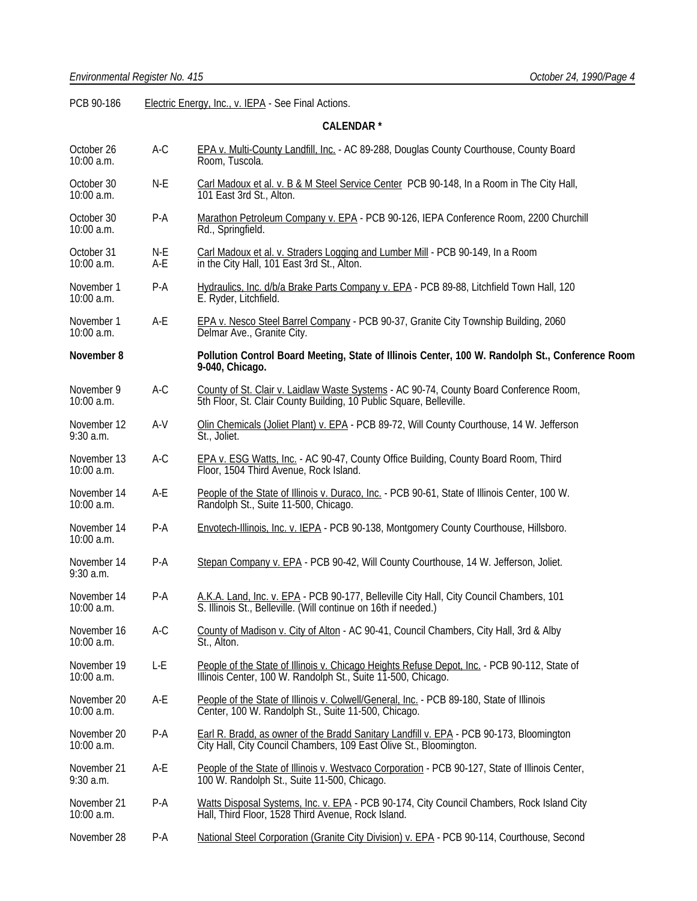PCB 90-186 Electric Energy, Inc., v. IEPA - See Final Actions.

**CALENDAR \***

| Date | Code | Matter |
|---|---|---|
| October 26 10:00 a.m. | A-C | EPA v. Multi-County Landfill, Inc. - AC 89-288, Douglas County Courthouse, County Board Room, Tuscola. |
| October 30 10:00 a.m. | N-E | Carl Madoux et al. v. B & M Steel Service Center PCB 90-148, In a Room in The City Hall, 101 East 3rd St., Alton. |
| October 30 10:00 a.m. | P-A | Marathon Petroleum Company v. EPA - PCB 90-126, IEPA Conference Room, 2200 Churchill Rd., Springfield. |
| October 31 10:00 a.m. | N-E A-E | Carl Madoux et al. v. Straders Logging and Lumber Mill - PCB 90-149, In a Room in the City Hall, 101 East 3rd St., Alton. |
| November 1 10:00 a.m. | P-A | Hydraulics, Inc. d/b/a Brake Parts Company v. EPA - PCB 89-88, Litchfield Town Hall, 120 E. Ryder, Litchfield. |
| November 1 10:00 a.m. | A-E | EPA v. Nesco Steel Barrel Company - PCB 90-37, Granite City Township Building, 2060 Delmar Ave., Granite City. |
| **November 8** | | **Pollution Control Board Meeting, State of Illinois Center, 100 W. Randolph St., Conference Room 9-040, Chicago.** |
| November 9 10:00 a.m. | A-C | County of St. Clair v. Laidlaw Waste Systems - AC 90-74, County Board Conference Room, 5th Floor, St. Clair County Building, 10 Public Square, Belleville. |
| November 12 9:30 a.m. | A-V | Olin Chemicals (Joliet Plant) v. EPA - PCB 89-72, Will County Courthouse, 14 W. Jefferson St., Joliet. |
| November 13 10:00 a.m. | A-C | EPA v. ESG Watts, Inc. - AC 90-47, County Office Building, County Board Room, Third Floor, 1504 Third Avenue, Rock Island. |
| November 14 10:00 a.m. | A-E | People of the State of Illinois v. Duraco, Inc. - PCB 90-61, State of Illinois Center, 100 W. Randolph St., Suite 11-500, Chicago. |
| November 14 10:00 a.m. | P-A | Envotech-Illinois, Inc. v. IEPA - PCB 90-138, Montgomery County Courthouse, Hillsboro. |
| November 14 9:30 a.m. | P-A | Stepan Company v. EPA - PCB 90-42, Will County Courthouse, 14 W. Jefferson, Joliet. |
| November 14 10:00 a.m. | P-A | A.K.A. Land, Inc. v. EPA - PCB 90-177, Belleville City Hall, City Council Chambers, 101 S. Illinois St., Belleville. (Will continue on 16th if needed.) |
| November 16 10:00 a.m. | A-C | County of Madison v. City of Alton - AC 90-41, Council Chambers, City Hall, 3rd & Alby St., Alton. |
| November 19 10:00 a.m. | L-E | People of the State of Illinois v. Chicago Heights Refuse Depot, Inc. - PCB 90-112, State of Illinois Center, 100 W. Randolph St., Suite 11-500, Chicago. |
| November 20 10:00 a.m. | A-E | People of the State of Illinois v. Colwell/General, Inc. - PCB 89-180, State of Illinois Center, 100 W. Randolph St., Suite 11-500, Chicago. |
| November 20 10:00 a.m. | P-A | Earl R. Bradd, as owner of the Bradd Sanitary Landfill v. EPA - PCB 90-173, Bloomington City Hall, City Council Chambers, 109 East Olive St., Bloomington. |
| November 21 9:30 a.m. | A-E | People of the State of Illinois v. Westvaco Corporation - PCB 90-127, State of Illinois Center, 100 W. Randolph St., Suite 11-500, Chicago. |
| November 21 10:00 a.m. | P-A | Watts Disposal Systems, Inc. v. EPA - PCB 90-174, City Council Chambers, Rock Island City Hall, Third Floor, 1528 Third Avenue, Rock Island. |
| November 28 | P-A | National Steel Corporation (Granite City Division) v. EPA - PCB 90-114, Courthouse, Second |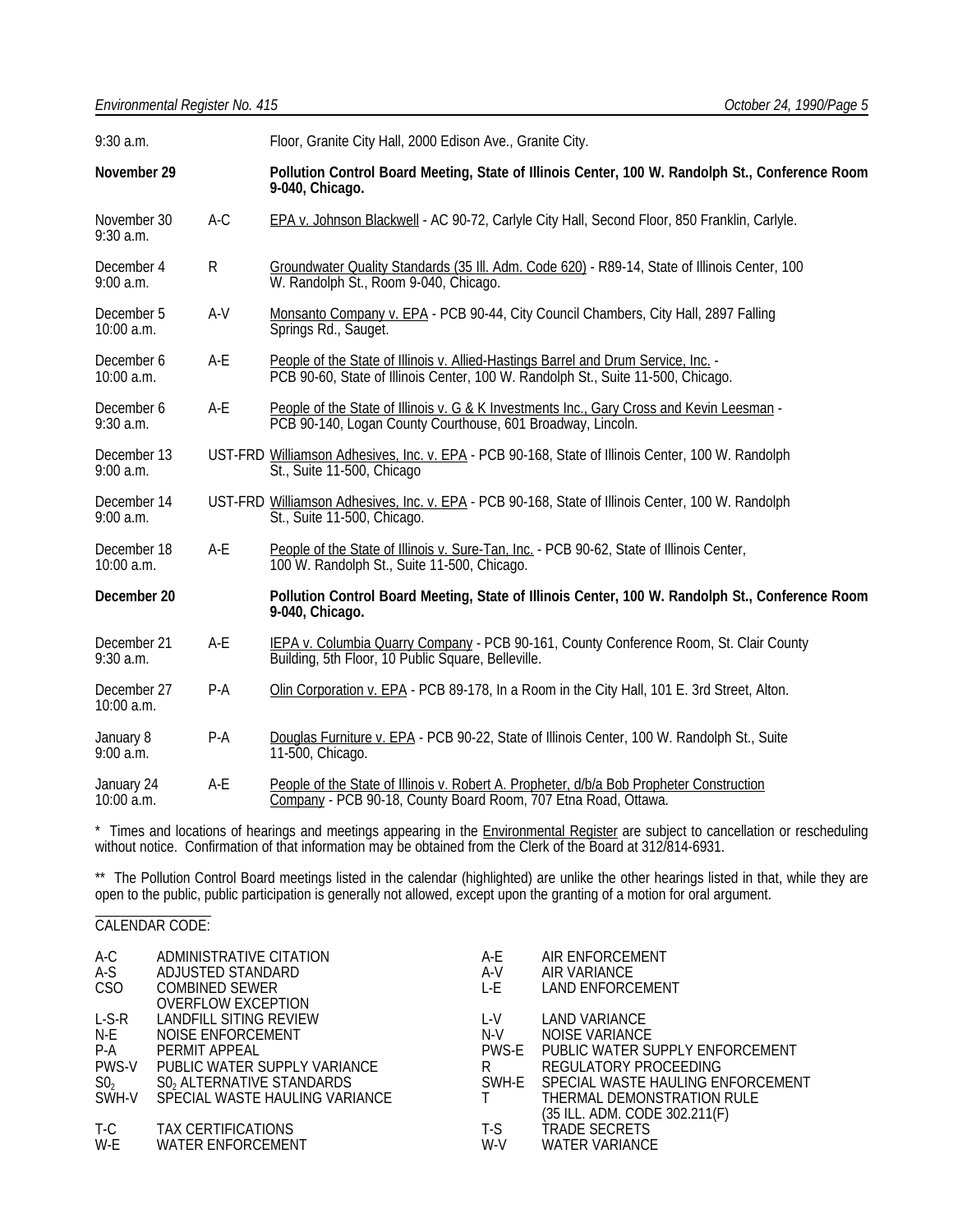| | | |
|---|---|---|
| 9:30 a.m. | | Floor, Granite City Hall, 2000 Edison Ave., Granite City. |
| **November 29** | | **Pollution Control Board Meeting, State of Illinois Center, 100 W. Randolph St., Conference Room 9-040, Chicago.** |
| November 30 9:30 a.m. | A-C | EPA v. Johnson Blackwell - AC 90-72, Carlyle City Hall, Second Floor, 850 Franklin, Carlyle. |
| December 4 9:00 a.m. | R | Groundwater Quality Standards (35 Ill. Adm. Code 620) - R89-14, State of Illinois Center, 100 W. Randolph St., Room 9-040, Chicago. |
| December 5 10:00 a.m. | A-V | Monsanto Company v. EPA - PCB 90-44, City Council Chambers, City Hall, 2897 Falling Springs Rd., Sauget. |
| December 6 10:00 a.m. | A-E | People of the State of Illinois v. Allied-Hastings Barrel and Drum Service, Inc. - PCB 90-60, State of Illinois Center, 100 W. Randolph St., Suite 11-500, Chicago. |
| December 6 9:30 a.m. | A-E | People of the State of Illinois v. G & K Investments Inc., Gary Cross and Kevin Leesman - PCB 90-140, Logan County Courthouse, 601 Broadway, Lincoln. |
| December 13 9:00 a.m. | UST-FRD | Williamson Adhesives, Inc. v. EPA - PCB 90-168, State of Illinois Center, 100 W. Randolph St., Suite 11-500, Chicago |
| December 14 9:00 a.m. | UST-FRD | Williamson Adhesives, Inc. v. EPA - PCB 90-168, State of Illinois Center, 100 W. Randolph St., Suite 11-500, Chicago. |
| December 18 10:00 a.m. | A-E | People of the State of Illinois v. Sure-Tan, Inc. - PCB 90-62, State of Illinois Center, 100 W. Randolph St., Suite 11-500, Chicago. |
| **December 20** | | **Pollution Control Board Meeting, State of Illinois Center, 100 W. Randolph St., Conference Room 9-040, Chicago.** |
| December 21 9:30 a.m. | A-E | IEPA v. Columbia Quarry Company - PCB 90-161, County Conference Room, St. Clair County Building, 5th Floor, 10 Public Square, Belleville. |
| December 27 10:00 a.m. | P-A | Olin Corporation v. EPA - PCB 89-178, In a Room in the City Hall, 101 E. 3rd Street, Alton. |
| January 8 9:00 a.m. | P-A | Douglas Furniture v. EPA - PCB 90-22, State of Illinois Center, 100 W. Randolph St., Suite 11-500, Chicago. |
| January 24 10:00 a.m. | A-E | People of the State of Illinois v. Robert A. Propheter, d/b/a Bob Propheter Construction Company - PCB 90-18, County Board Room, 707 Etna Road, Ottawa. |

* Times and locations of hearings and meetings appearing in the Environmental Register are subject to cancellation or rescheduling without notice. Confirmation of that information may be obtained from the Clerk of the Board at 312/814-6931.

** The Pollution Control Board meetings listed in the calendar (highlighted) are unlike the other hearings listed in that, while they are open to the public, public participation is generally not allowed, except upon the granting of a motion for oral argument.

CALENDAR CODE:

| | | | |
|---|---|---|---|
| A-C | ADMINISTRATIVE CITATION | A-E | AIR ENFORCEMENT |
| A-S | ADJUSTED STANDARD | A-V | AIR VARIANCE |
| CSO | COMBINED SEWER OVERFLOW EXCEPTION | L-E | LAND ENFORCEMENT |
| L-S-R | LANDFILL SITING REVIEW | L-V | LAND VARIANCE |
| N-E | NOISE ENFORCEMENT | N-V | NOISE VARIANCE |
| P-A | PERMIT APPEAL | PWS-E | PUBLIC WATER SUPPLY ENFORCEMENT |
| PWS-V | PUBLIC WATER SUPPLY VARIANCE | R | REGULATORY PROCEEDING |
| $S0_2$ | $S0_2$ ALTERNATIVE STANDARDS | SWH-E | SPECIAL WASTE HAULING ENFORCEMENT |
| SWH-V | SPECIAL WASTE HAULING VARIANCE | T | THERMAL DEMONSTRATION RULE (35 ILL. ADM. CODE 302.211(F) |
| T-C | TAX CERTIFICATIONS | T-S | TRADE SECRETS |
| W-E | WATER ENFORCEMENT | W-V | WATER VARIANCE |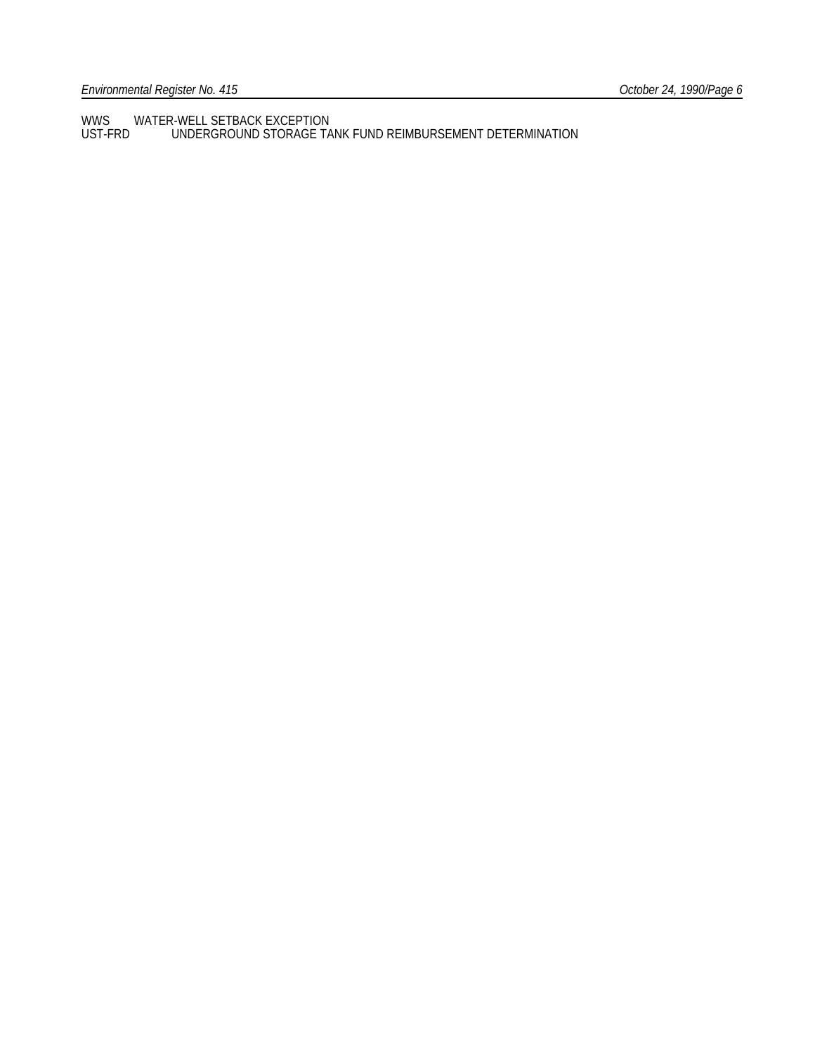WWS WATER-WELL SETBACK EXCEPTION
UST-FRD UNDERGROUND STORAGE TANK FUND REIMBURSEMENT DETERMINATION